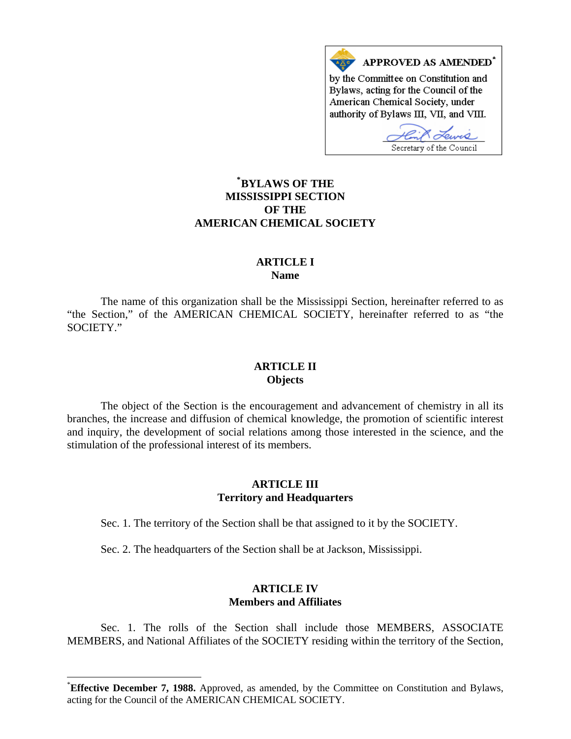APPROVED AS AMENDED*

by the Committee on Constitution and Bylaws, acting for the Council of the American Chemical Society, under authority of Bylaws III, VII, and VIII.

Secretary of the Council

# *BYLAWS OF THE MISSISSIPPI SECTION OF THE AMERICAN CHEMICAL SOCIETY

## ARTICLE I
## Name

The name of this organization shall be the Mississippi Section, hereinafter referred to as "the Section," of the AMERICAN CHEMICAL SOCIETY, hereinafter referred to as "the SOCIETY."

## ARTICLE II
## Objects

The object of the Section is the encouragement and advancement of chemistry in all its branches, the increase and diffusion of chemical knowledge, the promotion of scientific interest and inquiry, the development of social relations among those interested in the science, and the stimulation of the professional interest of its members.

## ARTICLE III
## Territory and Headquarters

Sec. 1. The territory of the Section shall be that assigned to it by the SOCIETY.

Sec. 2. The headquarters of the Section shall be at Jackson, Mississippi.

## ARTICLE IV
## Members and Affiliates

Sec. 1. The rolls of the Section shall include those MEMBERS, ASSOCIATE MEMBERS, and National Affiliates of the SOCIETY residing within the territory of the Section,

---

***Effective December 7, 1988.** Approved, as amended, by the Committee on Constitution and Bylaws, acting for the Council of the AMERICAN CHEMICAL SOCIETY.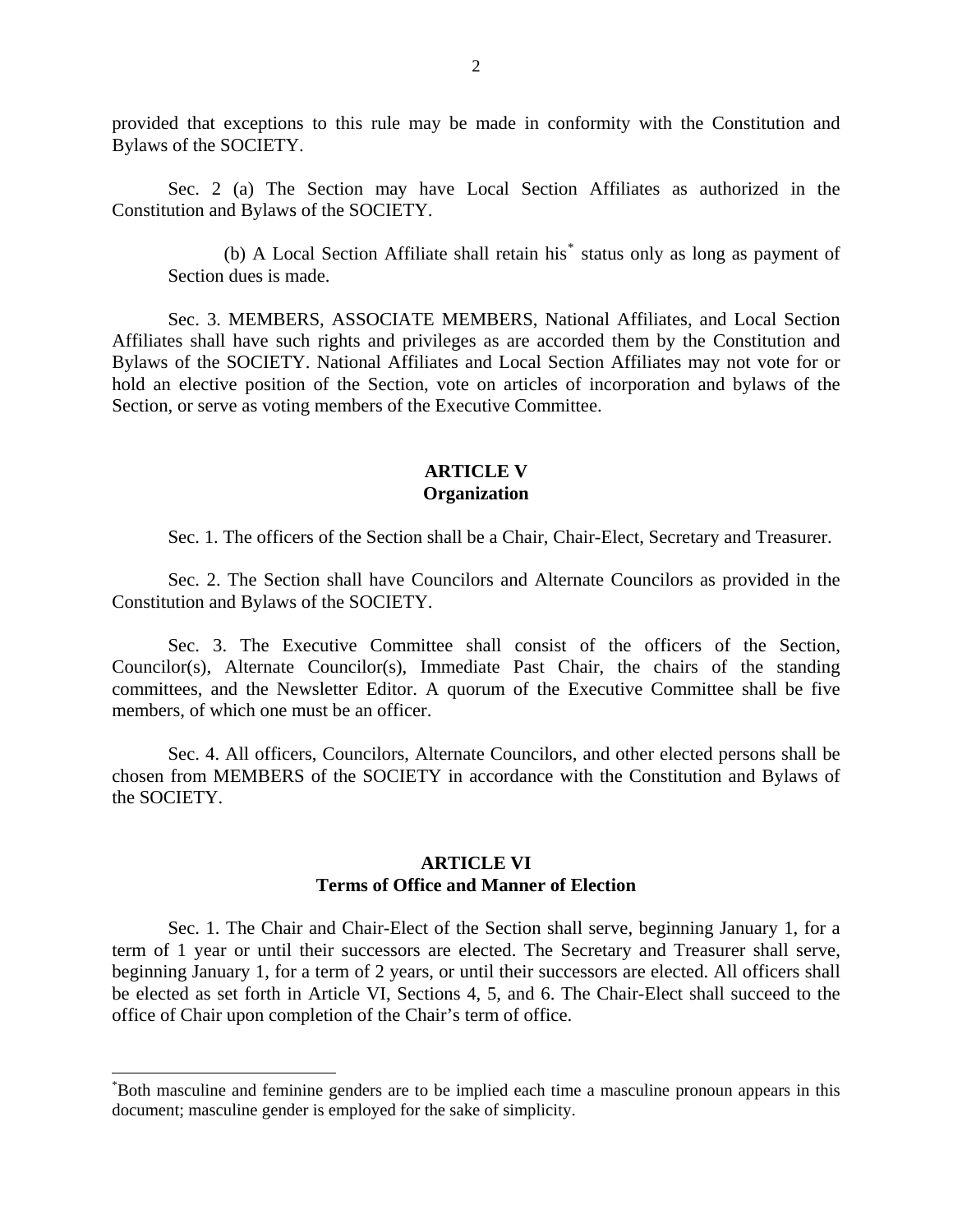provided that exceptions to this rule may be made in conformity with the Constitution and Bylaws of the SOCIETY.

Sec. 2 (a) The Section may have Local Section Affiliates as authorized in the Constitution and Bylaws of the SOCIETY.

(b) A Local Section Affiliate shall retain his* status only as long as payment of Section dues is made.

Sec. 3. MEMBERS, ASSOCIATE MEMBERS, National Affiliates, and Local Section Affiliates shall have such rights and privileges as are accorded them by the Constitution and Bylaws of the SOCIETY. National Affiliates and Local Section Affiliates may not vote for or hold an elective position of the Section, vote on articles of incorporation and bylaws of the Section, or serve as voting members of the Executive Committee.

## ARTICLE V
## Organization

Sec. 1. The officers of the Section shall be a Chair, Chair-Elect, Secretary and Treasurer.

Sec. 2. The Section shall have Councilors and Alternate Councilors as provided in the Constitution and Bylaws of the SOCIETY.

Sec. 3. The Executive Committee shall consist of the officers of the Section, Councilor(s), Alternate Councilor(s), Immediate Past Chair, the chairs of the standing committees, and the Newsletter Editor. A quorum of the Executive Committee shall be five members, of which one must be an officer.

Sec. 4. All officers, Councilors, Alternate Councilors, and other elected persons shall be chosen from MEMBERS of the SOCIETY in accordance with the Constitution and Bylaws of the SOCIETY.

## ARTICLE VI
## Terms of Office and Manner of Election

Sec. 1. The Chair and Chair-Elect of the Section shall serve, beginning January 1, for a term of 1 year or until their successors are elected. The Secretary and Treasurer shall serve, beginning January 1, for a term of 2 years, or until their successors are elected. All officers shall be elected as set forth in Article VI, Sections 4, 5, and 6. The Chair-Elect shall succeed to the office of Chair upon completion of the Chair's term of office.

*Both masculine and feminine genders are to be implied each time a masculine pronoun appears in this document; masculine gender is employed for the sake of simplicity.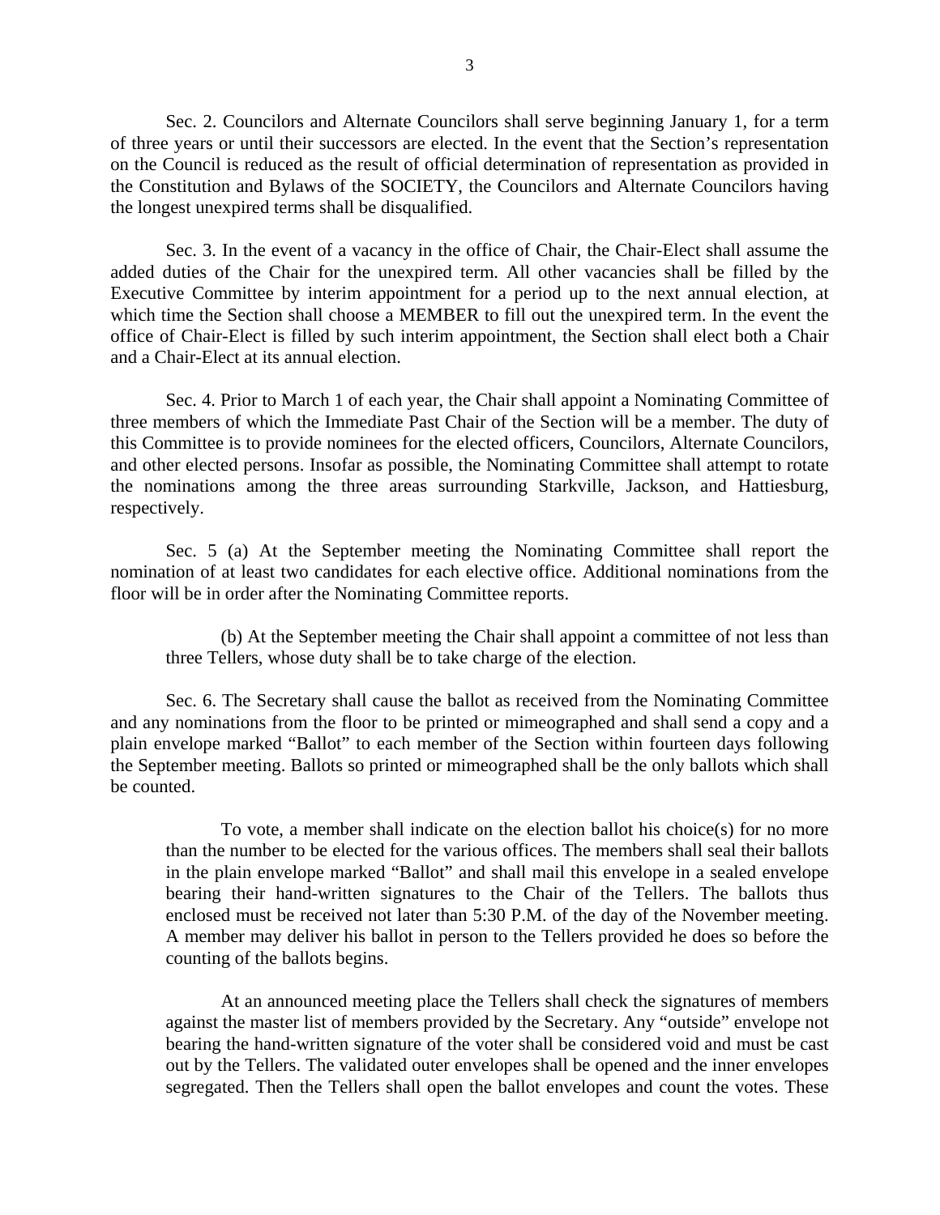Sec. 2. Councilors and Alternate Councilors shall serve beginning January 1, for a term of three years or until their successors are elected. In the event that the Section's representation on the Council is reduced as the result of official determination of representation as provided in the Constitution and Bylaws of the SOCIETY, the Councilors and Alternate Councilors having the longest unexpired terms shall be disqualified.

Sec. 3. In the event of a vacancy in the office of Chair, the Chair-Elect shall assume the added duties of the Chair for the unexpired term. All other vacancies shall be filled by the Executive Committee by interim appointment for a period up to the next annual election, at which time the Section shall choose a MEMBER to fill out the unexpired term. In the event the office of Chair-Elect is filled by such interim appointment, the Section shall elect both a Chair and a Chair-Elect at its annual election.

Sec. 4. Prior to March 1 of each year, the Chair shall appoint a Nominating Committee of three members of which the Immediate Past Chair of the Section will be a member. The duty of this Committee is to provide nominees for the elected officers, Councilors, Alternate Councilors, and other elected persons. Insofar as possible, the Nominating Committee shall attempt to rotate the nominations among the three areas surrounding Starkville, Jackson, and Hattiesburg, respectively.

Sec. 5 (a) At the September meeting the Nominating Committee shall report the nomination of at least two candidates for each elective office. Additional nominations from the floor will be in order after the Nominating Committee reports.

> (b) At the September meeting the Chair shall appoint a committee of not less than three Tellers, whose duty shall be to take charge of the election.

Sec. 6. The Secretary shall cause the ballot as received from the Nominating Committee and any nominations from the floor to be printed or mimeographed and shall send a copy and a plain envelope marked "Ballot" to each member of the Section within fourteen days following the September meeting. Ballots so printed or mimeographed shall be the only ballots which shall be counted.

> To vote, a member shall indicate on the election ballot his choice(s) for no more than the number to be elected for the various offices. The members shall seal their ballots in the plain envelope marked "Ballot" and shall mail this envelope in a sealed envelope bearing their hand-written signatures to the Chair of the Tellers. The ballots thus enclosed must be received not later than 5:30 P.M. of the day of the November meeting. A member may deliver his ballot in person to the Tellers provided he does so before the counting of the ballots begins.
>
> At an announced meeting place the Tellers shall check the signatures of members against the master list of members provided by the Secretary. Any "outside" envelope not bearing the hand-written signature of the voter shall be considered void and must be cast out by the Tellers. The validated outer envelopes shall be opened and the inner envelopes segregated. Then the Tellers shall open the ballot envelopes and count the votes. These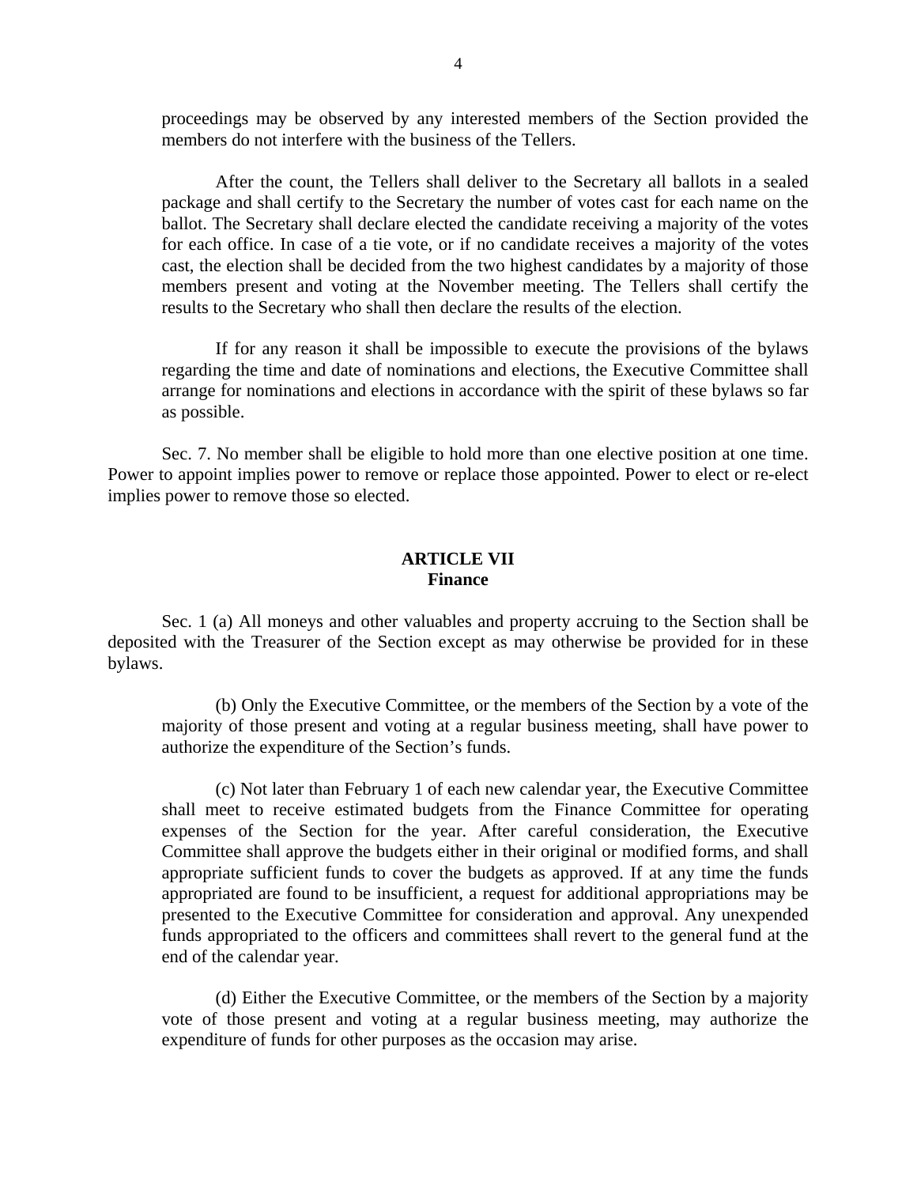proceedings may be observed by any interested members of the Section provided the members do not interfere with the business of the Tellers.

After the count, the Tellers shall deliver to the Secretary all ballots in a sealed package and shall certify to the Secretary the number of votes cast for each name on the ballot. The Secretary shall declare elected the candidate receiving a majority of the votes for each office. In case of a tie vote, or if no candidate receives a majority of the votes cast, the election shall be decided from the two highest candidates by a majority of those members present and voting at the November meeting. The Tellers shall certify the results to the Secretary who shall then declare the results of the election.

If for any reason it shall be impossible to execute the provisions of the bylaws regarding the time and date of nominations and elections, the Executive Committee shall arrange for nominations and elections in accordance with the spirit of these bylaws so far as possible.

Sec. 7. No member shall be eligible to hold more than one elective position at one time. Power to appoint implies power to remove or replace those appointed. Power to elect or re-elect implies power to remove those so elected.

## ARTICLE VII
## Finance

Sec. 1 (a) All moneys and other valuables and property accruing to the Section shall be deposited with the Treasurer of the Section except as may otherwise be provided for in these bylaws.

(b) Only the Executive Committee, or the members of the Section by a vote of the majority of those present and voting at a regular business meeting, shall have power to authorize the expenditure of the Section's funds.

(c) Not later than February 1 of each new calendar year, the Executive Committee shall meet to receive estimated budgets from the Finance Committee for operating expenses of the Section for the year. After careful consideration, the Executive Committee shall approve the budgets either in their original or modified forms, and shall appropriate sufficient funds to cover the budgets as approved. If at any time the funds appropriated are found to be insufficient, a request for additional appropriations may be presented to the Executive Committee for consideration and approval. Any unexpended funds appropriated to the officers and committees shall revert to the general fund at the end of the calendar year.

(d) Either the Executive Committee, or the members of the Section by a majority vote of those present and voting at a regular business meeting, may authorize the expenditure of funds for other purposes as the occasion may arise.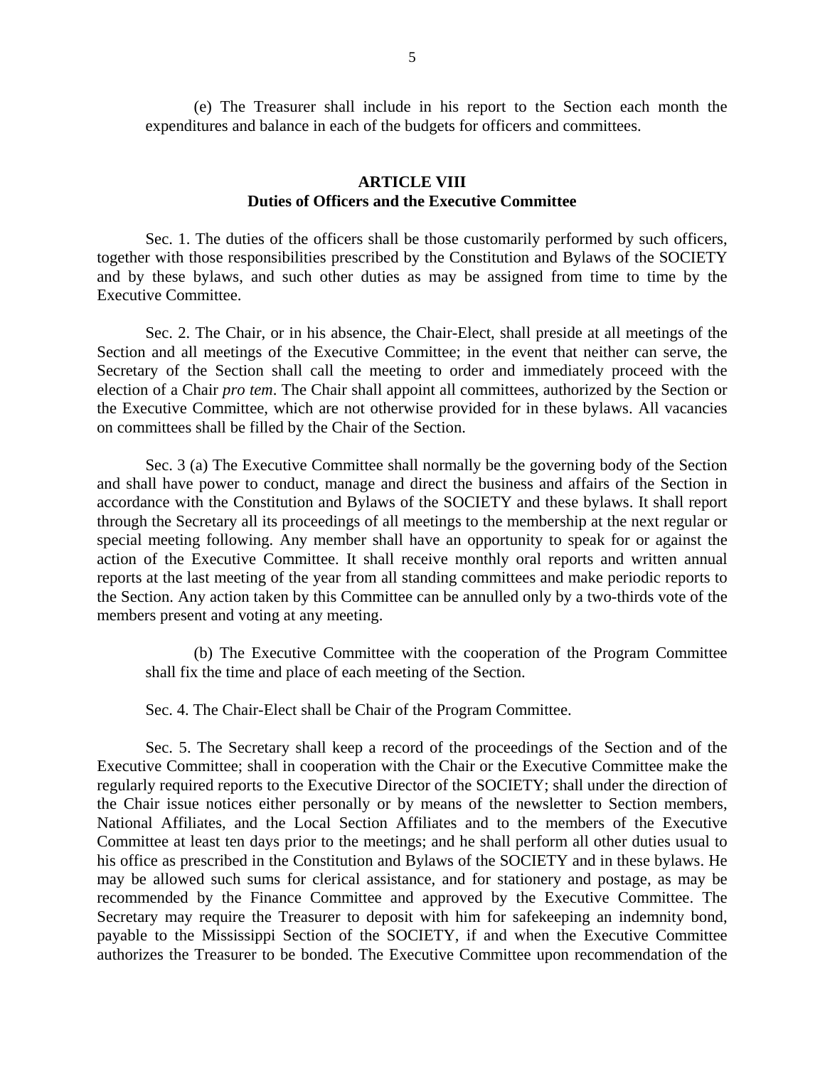(e) The Treasurer shall include in his report to the Section each month the expenditures and balance in each of the budgets for officers and committees.

## ARTICLE VIII
## Duties of Officers and the Executive Committee

Sec. 1. The duties of the officers shall be those customarily performed by such officers, together with those responsibilities prescribed by the Constitution and Bylaws of the SOCIETY and by these bylaws, and such other duties as may be assigned from time to time by the Executive Committee.

Sec. 2. The Chair, or in his absence, the Chair-Elect, shall preside at all meetings of the Section and all meetings of the Executive Committee; in the event that neither can serve, the Secretary of the Section shall call the meeting to order and immediately proceed with the election of a Chair *pro tem*. The Chair shall appoint all committees, authorized by the Section or the Executive Committee, which are not otherwise provided for in these bylaws. All vacancies on committees shall be filled by the Chair of the Section.

Sec. 3 (a) The Executive Committee shall normally be the governing body of the Section and shall have power to conduct, manage and direct the business and affairs of the Section in accordance with the Constitution and Bylaws of the SOCIETY and these bylaws. It shall report through the Secretary all its proceedings of all meetings to the membership at the next regular or special meeting following. Any member shall have an opportunity to speak for or against the action of the Executive Committee. It shall receive monthly oral reports and written annual reports at the last meeting of the year from all standing committees and make periodic reports to the Section. Any action taken by this Committee can be annulled only by a two-thirds vote of the members present and voting at any meeting.

(b) The Executive Committee with the cooperation of the Program Committee shall fix the time and place of each meeting of the Section.

Sec. 4. The Chair-Elect shall be Chair of the Program Committee.

Sec. 5. The Secretary shall keep a record of the proceedings of the Section and of the Executive Committee; shall in cooperation with the Chair or the Executive Committee make the regularly required reports to the Executive Director of the SOCIETY; shall under the direction of the Chair issue notices either personally or by means of the newsletter to Section members, National Affiliates, and the Local Section Affiliates and to the members of the Executive Committee at least ten days prior to the meetings; and he shall perform all other duties usual to his office as prescribed in the Constitution and Bylaws of the SOCIETY and in these bylaws. He may be allowed such sums for clerical assistance, and for stationery and postage, as may be recommended by the Finance Committee and approved by the Executive Committee. The Secretary may require the Treasurer to deposit with him for safekeeping an indemnity bond, payable to the Mississippi Section of the SOCIETY, if and when the Executive Committee authorizes the Treasurer to be bonded. The Executive Committee upon recommendation of the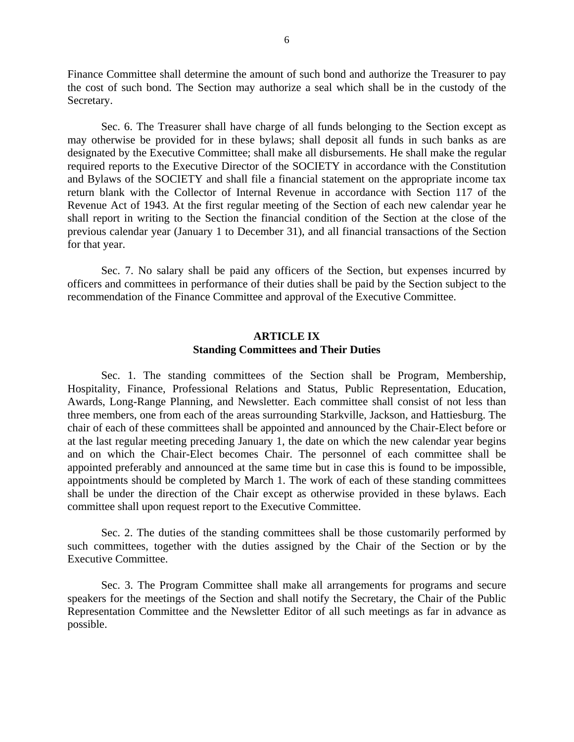Finance Committee shall determine the amount of such bond and authorize the Treasurer to pay the cost of such bond. The Section may authorize a seal which shall be in the custody of the Secretary.

Sec. 6. The Treasurer shall have charge of all funds belonging to the Section except as may otherwise be provided for in these bylaws; shall deposit all funds in such banks as are designated by the Executive Committee; shall make all disbursements. He shall make the regular required reports to the Executive Director of the SOCIETY in accordance with the Constitution and Bylaws of the SOCIETY and shall file a financial statement on the appropriate income tax return blank with the Collector of Internal Revenue in accordance with Section 117 of the Revenue Act of 1943. At the first regular meeting of the Section of each new calendar year he shall report in writing to the Section the financial condition of the Section at the close of the previous calendar year (January 1 to December 31), and all financial transactions of the Section for that year.

Sec. 7. No salary shall be paid any officers of the Section, but expenses incurred by officers and committees in performance of their duties shall be paid by the Section subject to the recommendation of the Finance Committee and approval of the Executive Committee.

## ARTICLE IX
## Standing Committees and Their Duties

Sec. 1. The standing committees of the Section shall be Program, Membership, Hospitality, Finance, Professional Relations and Status, Public Representation, Education, Awards, Long-Range Planning, and Newsletter. Each committee shall consist of not less than three members, one from each of the areas surrounding Starkville, Jackson, and Hattiesburg. The chair of each of these committees shall be appointed and announced by the Chair-Elect before or at the last regular meeting preceding January 1, the date on which the new calendar year begins and on which the Chair-Elect becomes Chair. The personnel of each committee shall be appointed preferably and announced at the same time but in case this is found to be impossible, appointments should be completed by March 1. The work of each of these standing committees shall be under the direction of the Chair except as otherwise provided in these bylaws. Each committee shall upon request report to the Executive Committee.

Sec. 2. The duties of the standing committees shall be those customarily performed by such committees, together with the duties assigned by the Chair of the Section or by the Executive Committee.

Sec. 3. The Program Committee shall make all arrangements for programs and secure speakers for the meetings of the Section and shall notify the Secretary, the Chair of the Public Representation Committee and the Newsletter Editor of all such meetings as far in advance as possible.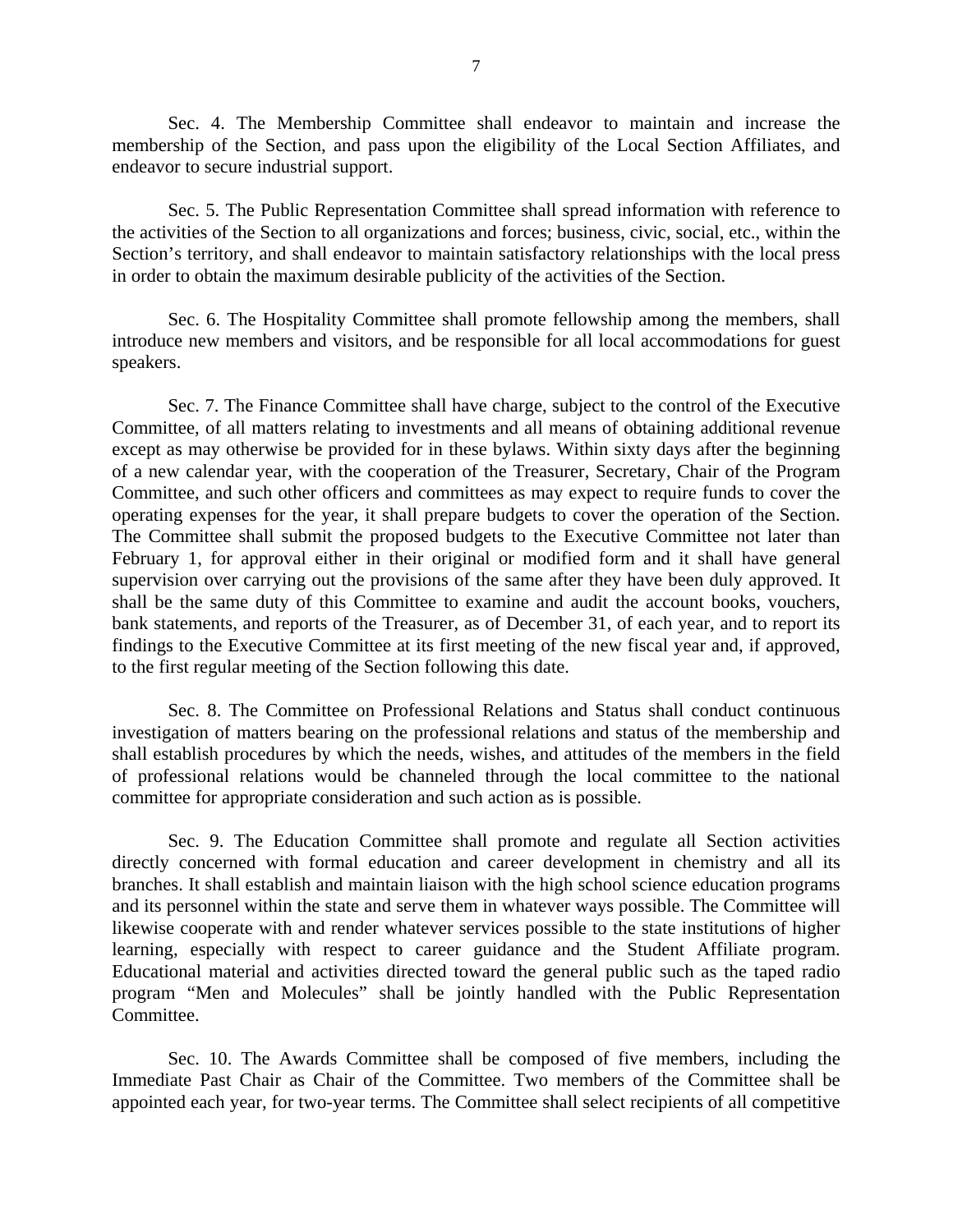Sec. 4. The Membership Committee shall endeavor to maintain and increase the membership of the Section, and pass upon the eligibility of the Local Section Affiliates, and endeavor to secure industrial support.

Sec. 5. The Public Representation Committee shall spread information with reference to the activities of the Section to all organizations and forces; business, civic, social, etc., within the Section's territory, and shall endeavor to maintain satisfactory relationships with the local press in order to obtain the maximum desirable publicity of the activities of the Section.

Sec. 6. The Hospitality Committee shall promote fellowship among the members, shall introduce new members and visitors, and be responsible for all local accommodations for guest speakers.

Sec. 7. The Finance Committee shall have charge, subject to the control of the Executive Committee, of all matters relating to investments and all means of obtaining additional revenue except as may otherwise be provided for in these bylaws. Within sixty days after the beginning of a new calendar year, with the cooperation of the Treasurer, Secretary, Chair of the Program Committee, and such other officers and committees as may expect to require funds to cover the operating expenses for the year, it shall prepare budgets to cover the operation of the Section. The Committee shall submit the proposed budgets to the Executive Committee not later than February 1, for approval either in their original or modified form and it shall have general supervision over carrying out the provisions of the same after they have been duly approved. It shall be the same duty of this Committee to examine and audit the account books, vouchers, bank statements, and reports of the Treasurer, as of December 31, of each year, and to report its findings to the Executive Committee at its first meeting of the new fiscal year and, if approved, to the first regular meeting of the Section following this date.

Sec. 8. The Committee on Professional Relations and Status shall conduct continuous investigation of matters bearing on the professional relations and status of the membership and shall establish procedures by which the needs, wishes, and attitudes of the members in the field of professional relations would be channeled through the local committee to the national committee for appropriate consideration and such action as is possible.

Sec. 9. The Education Committee shall promote and regulate all Section activities directly concerned with formal education and career development in chemistry and all its branches. It shall establish and maintain liaison with the high school science education programs and its personnel within the state and serve them in whatever ways possible. The Committee will likewise cooperate with and render whatever services possible to the state institutions of higher learning, especially with respect to career guidance and the Student Affiliate program. Educational material and activities directed toward the general public such as the taped radio program "Men and Molecules" shall be jointly handled with the Public Representation Committee.

Sec. 10. The Awards Committee shall be composed of five members, including the Immediate Past Chair as Chair of the Committee. Two members of the Committee shall be appointed each year, for two-year terms. The Committee shall select recipients of all competitive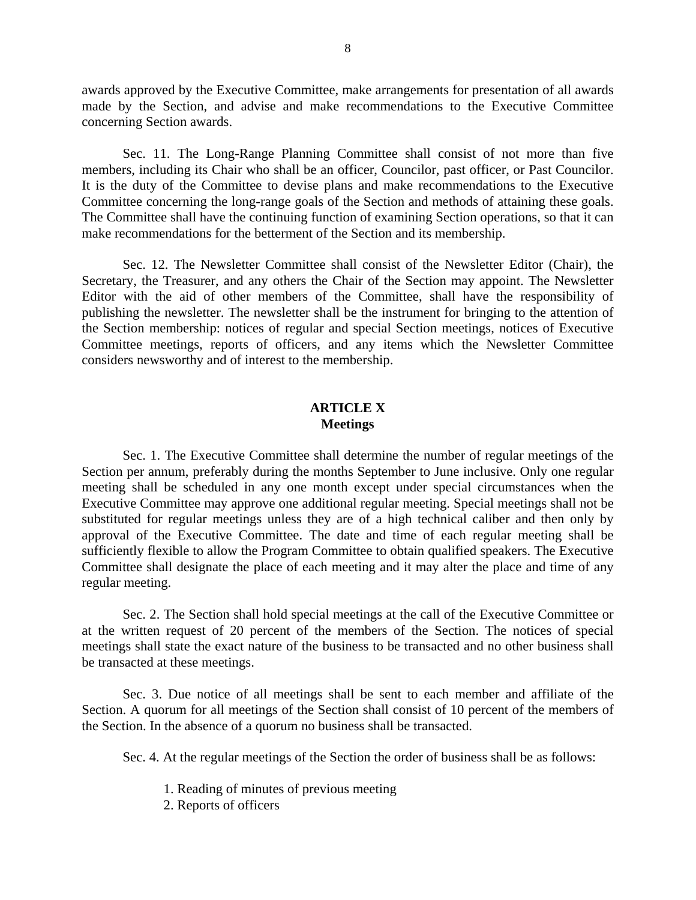awards approved by the Executive Committee, make arrangements for presentation of all awards made by the Section, and advise and make recommendations to the Executive Committee concerning Section awards.

Sec. 11. The Long-Range Planning Committee shall consist of not more than five members, including its Chair who shall be an officer, Councilor, past officer, or Past Councilor. It is the duty of the Committee to devise plans and make recommendations to the Executive Committee concerning the long-range goals of the Section and methods of attaining these goals. The Committee shall have the continuing function of examining Section operations, so that it can make recommendations for the betterment of the Section and its membership.

Sec. 12. The Newsletter Committee shall consist of the Newsletter Editor (Chair), the Secretary, the Treasurer, and any others the Chair of the Section may appoint. The Newsletter Editor with the aid of other members of the Committee, shall have the responsibility of publishing the newsletter. The newsletter shall be the instrument for bringing to the attention of the Section membership: notices of regular and special Section meetings, notices of Executive Committee meetings, reports of officers, and any items which the Newsletter Committee considers newsworthy and of interest to the membership.

## ARTICLE X
## Meetings

Sec. 1. The Executive Committee shall determine the number of regular meetings of the Section per annum, preferably during the months September to June inclusive. Only one regular meeting shall be scheduled in any one month except under special circumstances when the Executive Committee may approve one additional regular meeting. Special meetings shall not be substituted for regular meetings unless they are of a high technical caliber and then only by approval of the Executive Committee. The date and time of each regular meeting shall be sufficiently flexible to allow the Program Committee to obtain qualified speakers. The Executive Committee shall designate the place of each meeting and it may alter the place and time of any regular meeting.

Sec. 2. The Section shall hold special meetings at the call of the Executive Committee or at the written request of 20 percent of the members of the Section. The notices of special meetings shall state the exact nature of the business to be transacted and no other business shall be transacted at these meetings.

Sec. 3. Due notice of all meetings shall be sent to each member and affiliate of the Section. A quorum for all meetings of the Section shall consist of 10 percent of the members of the Section. In the absence of a quorum no business shall be transacted.

Sec. 4. At the regular meetings of the Section the order of business shall be as follows:

1. Reading of minutes of previous meeting
2. Reports of officers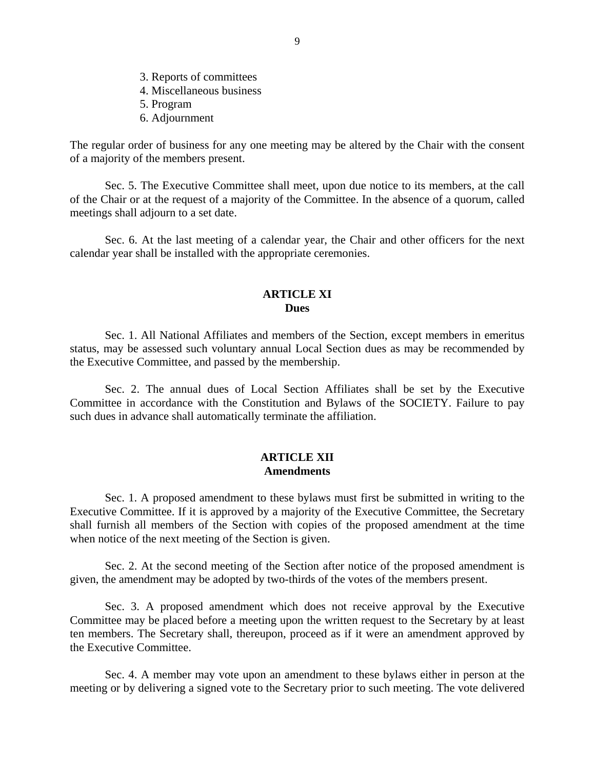3. Reports of committees
4. Miscellaneous business
5. Program
6. Adjournment

The regular order of business for any one meeting may be altered by the Chair with the consent of a majority of the members present.

Sec. 5. The Executive Committee shall meet, upon due notice to its members, at the call of the Chair or at the request of a majority of the Committee. In the absence of a quorum, called meetings shall adjourn to a set date.

Sec. 6. At the last meeting of a calendar year, the Chair and other officers for the next calendar year shall be installed with the appropriate ceremonies.

## ARTICLE XI
**Dues**

Sec. 1. All National Affiliates and members of the Section, except members in emeritus status, may be assessed such voluntary annual Local Section dues as may be recommended by the Executive Committee, and passed by the membership.

Sec. 2. The annual dues of Local Section Affiliates shall be set by the Executive Committee in accordance with the Constitution and Bylaws of the SOCIETY. Failure to pay such dues in advance shall automatically terminate the affiliation.

## ARTICLE XII
**Amendments**

Sec. 1. A proposed amendment to these bylaws must first be submitted in writing to the Executive Committee. If it is approved by a majority of the Executive Committee, the Secretary shall furnish all members of the Section with copies of the proposed amendment at the time when notice of the next meeting of the Section is given.

Sec. 2. At the second meeting of the Section after notice of the proposed amendment is given, the amendment may be adopted by two-thirds of the votes of the members present.

Sec. 3. A proposed amendment which does not receive approval by the Executive Committee may be placed before a meeting upon the written request to the Secretary by at least ten members. The Secretary shall, thereupon, proceed as if it were an amendment approved by the Executive Committee.

Sec. 4. A member may vote upon an amendment to these bylaws either in person at the meeting or by delivering a signed vote to the Secretary prior to such meeting. The vote delivered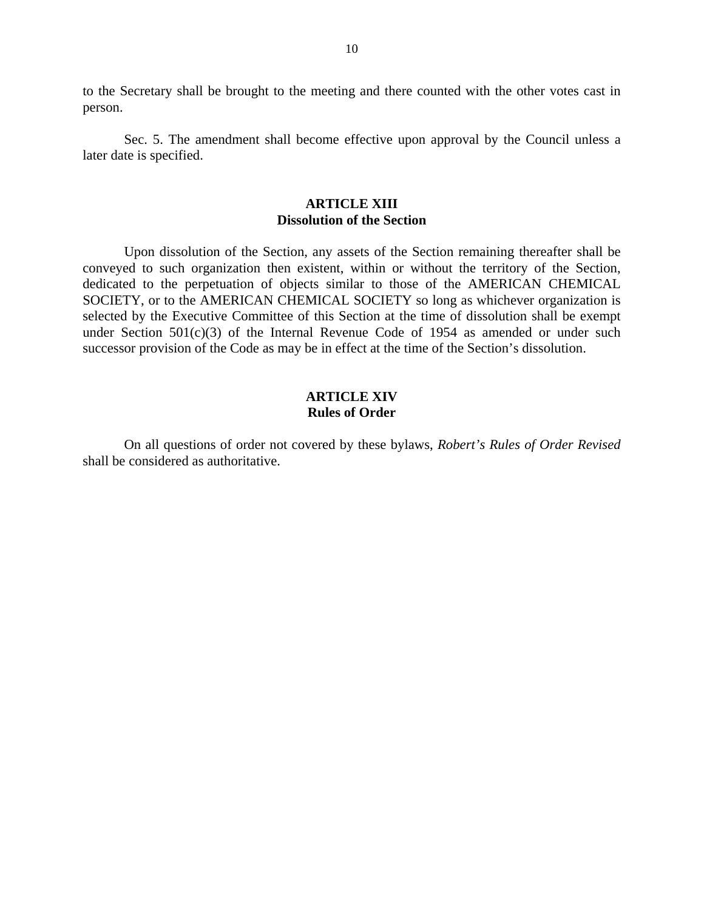to the Secretary shall be brought to the meeting and there counted with the other votes cast in person.

Sec. 5. The amendment shall become effective upon approval by the Council unless a later date is specified.

## ARTICLE XIII
## Dissolution of the Section

Upon dissolution of the Section, any assets of the Section remaining thereafter shall be conveyed to such organization then existent, within or without the territory of the Section, dedicated to the perpetuation of objects similar to those of the AMERICAN CHEMICAL SOCIETY, or to the AMERICAN CHEMICAL SOCIETY so long as whichever organization is selected by the Executive Committee of this Section at the time of dissolution shall be exempt under Section 501(c)(3) of the Internal Revenue Code of 1954 as amended or under such successor provision of the Code as may be in effect at the time of the Section's dissolution.

## ARTICLE XIV
## Rules of Order

On all questions of order not covered by these bylaws, *Robert's Rules of Order Revised* shall be considered as authoritative.